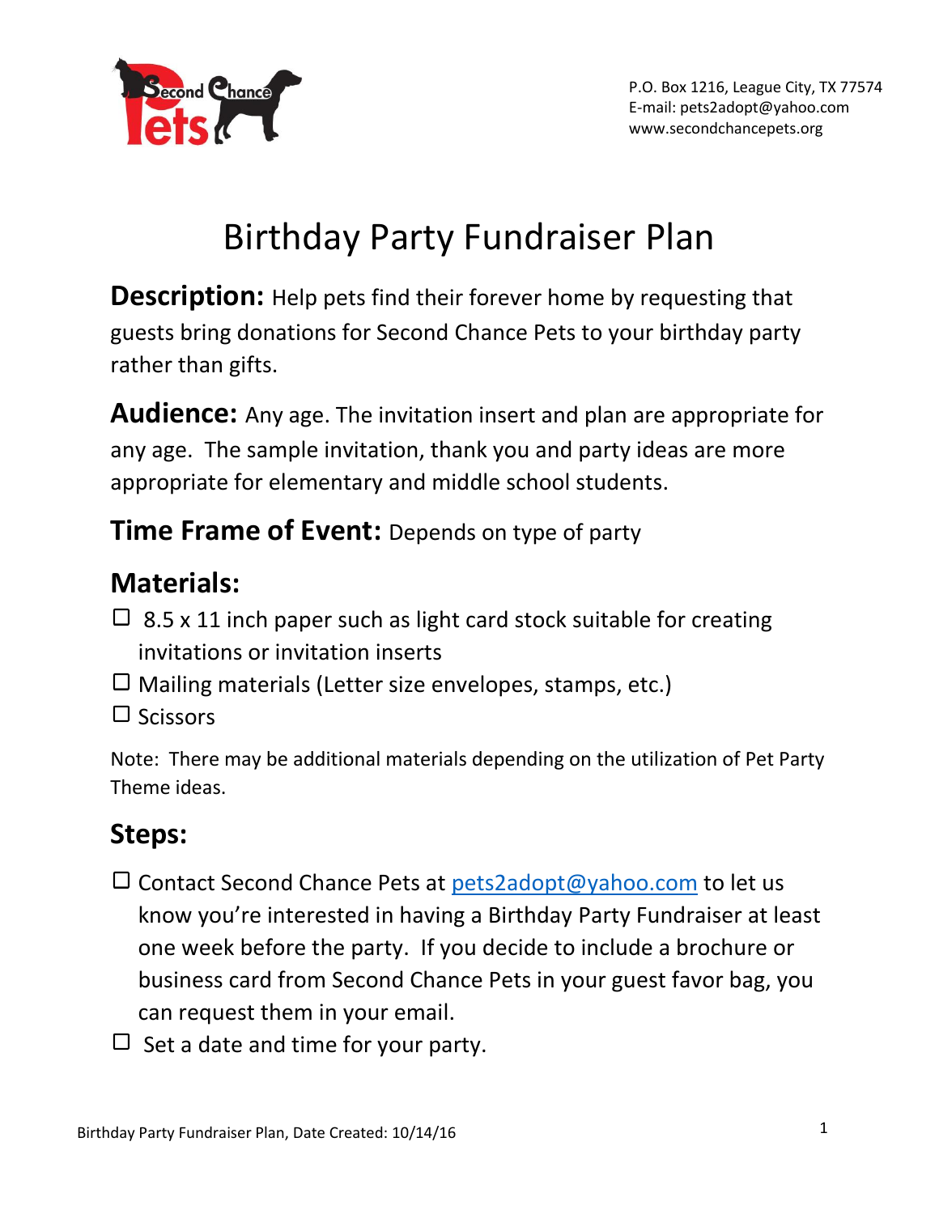P.O. Box 1216, League City, TX 77574
E-mail: pets2adopt@yahoo.com
www.secondchancepets.org

# Birthday Party Fundraiser Plan

**Description:** Help pets find their forever home by requesting that guests bring donations for Second Chance Pets to your birthday party rather than gifts.

**Audience:** Any age. The invitation insert and plan are appropriate for any age. The sample invitation, thank you and party ideas are more appropriate for elementary and middle school students.

**Time Frame of Event:** Depends on type of party

## Materials:

- ☐ 8.5 x 11 inch paper such as light card stock suitable for creating invitations or invitation inserts
- ☐ Mailing materials (Letter size envelopes, stamps, etc.)
- ☐ Scissors

Note: There may be additional materials depending on the utilization of Pet Party Theme ideas.

## Steps:

- ☐ Contact Second Chance Pets at pets2adopt@yahoo.com to let us know you're interested in having a Birthday Party Fundraiser at least one week before the party. If you decide to include a brochure or business card from Second Chance Pets in your guest favor bag, you can request them in your email.
- ☐ Set a date and time for your party.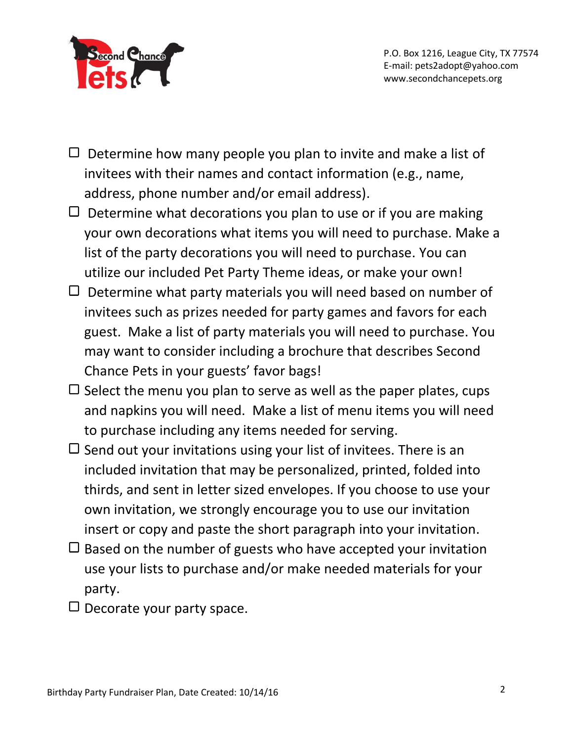- [ ] Determine how many people you plan to invite and make a list of invitees with their names and contact information (e.g., name, address, phone number and/or email address).
- [ ] Determine what decorations you plan to use or if you are making your own decorations what items you will need to purchase. Make a list of the party decorations you will need to purchase. You can utilize our included Pet Party Theme ideas, or make your own!
- [ ] Determine what party materials you will need based on number of invitees such as prizes needed for party games and favors for each guest. Make a list of party materials you will need to purchase. You may want to consider including a brochure that describes Second Chance Pets in your guests' favor bags!
- [ ] Select the menu you plan to serve as well as the paper plates, cups and napkins you will need. Make a list of menu items you will need to purchase including any items needed for serving.
- [ ] Send out your invitations using your list of invitees. There is an included invitation that may be personalized, printed, folded into thirds, and sent in letter sized envelopes. If you choose to use your own invitation, we strongly encourage you to use our invitation insert or copy and paste the short paragraph into your invitation.
- [ ] Based on the number of guests who have accepted your invitation use your lists to purchase and/or make needed materials for your party.
- [ ] Decorate your party space.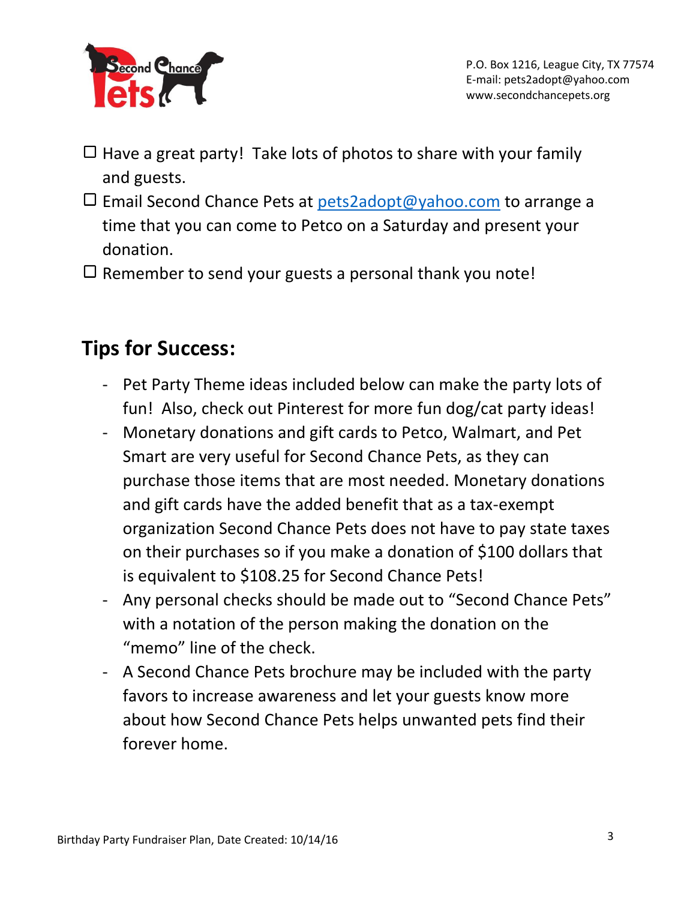- ☐ Have a great party! Take lots of photos to share with your family and guests.
- ☐ Email Second Chance Pets at pets2adopt@yahoo.com to arrange a time that you can come to Petco on a Saturday and present your donation.
- ☐ Remember to send your guests a personal thank you note!

## Tips for Success:

- Pet Party Theme ideas included below can make the party lots of fun! Also, check out Pinterest for more fun dog/cat party ideas!
- Monetary donations and gift cards to Petco, Walmart, and Pet Smart are very useful for Second Chance Pets, as they can purchase those items that are most needed. Monetary donations and gift cards have the added benefit that as a tax-exempt organization Second Chance Pets does not have to pay state taxes on their purchases so if you make a donation of $100 dollars that is equivalent to $108.25 for Second Chance Pets!
- Any personal checks should be made out to "Second Chance Pets" with a notation of the person making the donation on the "memo" line of the check.
- A Second Chance Pets brochure may be included with the party favors to increase awareness and let your guests know more about how Second Chance Pets helps unwanted pets find their forever home.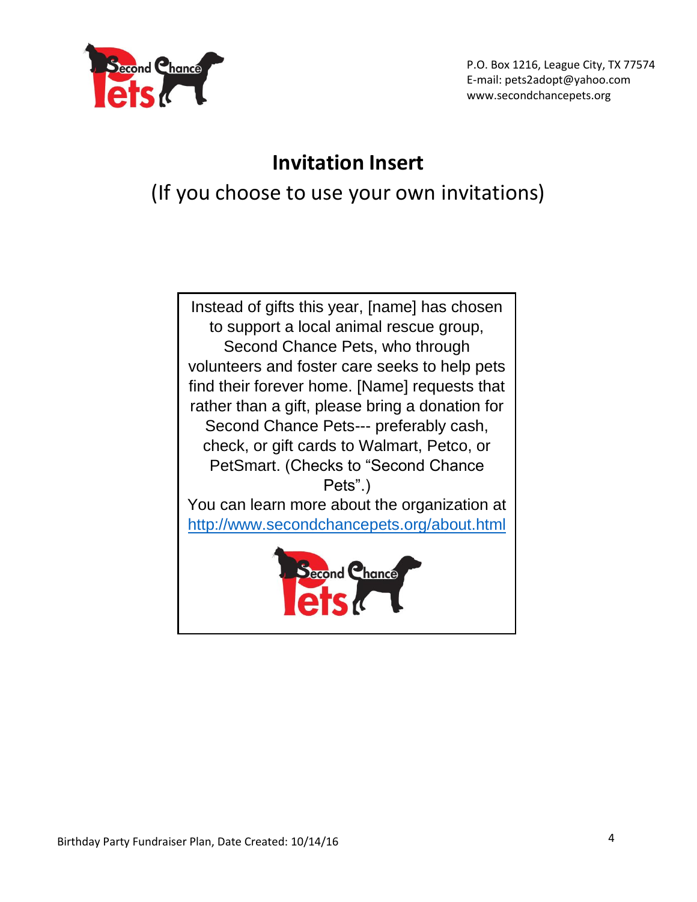P.O. Box 1216, League City, TX 77574
E-mail: pets2adopt@yahoo.com
www.secondchancepets.org

## Invitation Insert

(If you choose to use your own invitations)

Instead of gifts this year, [name] has chosen to support a local animal rescue group, Second Chance Pets, who through volunteers and foster care seeks to help pets find their forever home. [Name] requests that rather than a gift, please bring a donation for Second Chance Pets--- preferably cash, check, or gift cards to Walmart, Petco, or PetSmart. (Checks to "Second Chance Pets".)

You can learn more about the organization at http://www.secondchancepets.org/about.html

Birthday Party Fundraiser Plan, Date Created: 10/14/16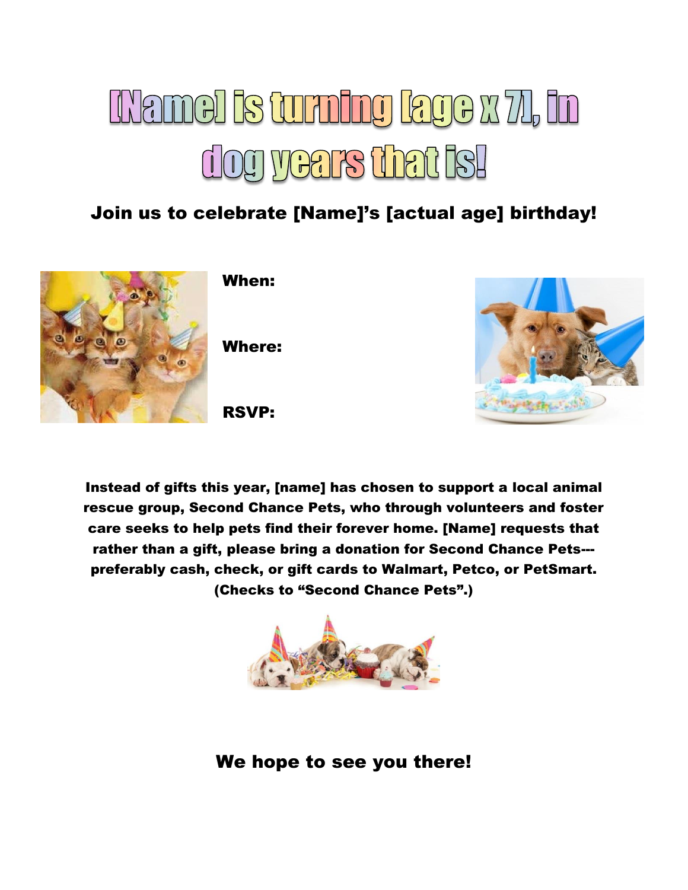# [Name] is turning [age x 7], in dog years that is!

## Join us to celebrate [Name]'s [actual age] birthday!

**When:**

**Where:**

**RSVP:**

**Instead of gifts this year, [name] has chosen to support a local animal rescue group, Second Chance Pets, who through volunteers and foster care seeks to help pets find their forever home. [Name] requests that rather than a gift, please bring a donation for Second Chance Pets---preferably cash, check, or gift cards to Walmart, Petco, or PetSmart. (Checks to "Second Chance Pets".)**

## We hope to see you there!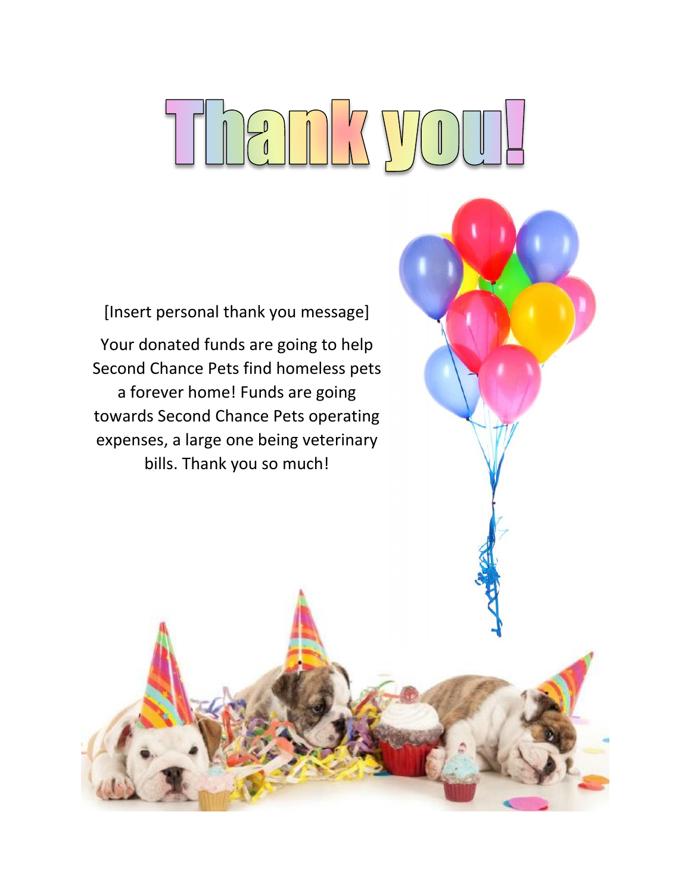# Thank you!

[Insert personal thank you message]

Your donated funds are going to help Second Chance Pets find homeless pets a forever home! Funds are going towards Second Chance Pets operating expenses, a large one being veterinary bills. Thank you so much!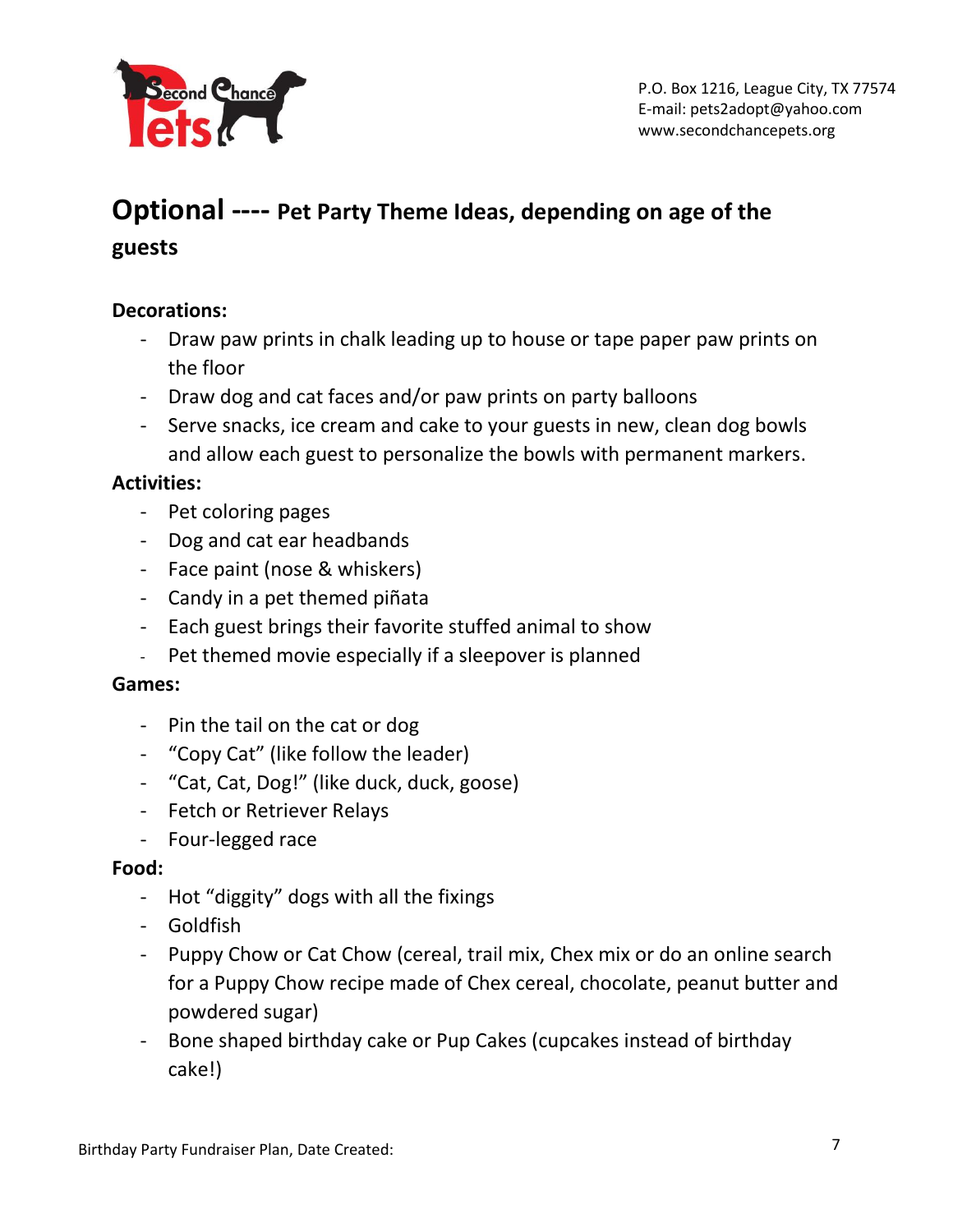P.O. Box 1216, League City, TX 77574
E-mail: pets2adopt@yahoo.com
www.secondchancepets.org

## Optional ---- Pet Party Theme Ideas, depending on age of the guests

**Decorations:**

- Draw paw prints in chalk leading up to house or tape paper paw prints on the floor
- Draw dog and cat faces and/or paw prints on party balloons
- Serve snacks, ice cream and cake to your guests in new, clean dog bowls and allow each guest to personalize the bowls with permanent markers.

**Activities:**

- Pet coloring pages
- Dog and cat ear headbands
- Face paint (nose & whiskers)
- Candy in a pet themed piñata
- Each guest brings their favorite stuffed animal to show
- Pet themed movie especially if a sleepover is planned

**Games:**

- Pin the tail on the cat or dog
- "Copy Cat" (like follow the leader)
- "Cat, Cat, Dog!" (like duck, duck, goose)
- Fetch or Retriever Relays
- Four-legged race

**Food:**

- Hot "diggity" dogs with all the fixings
- Goldfish
- Puppy Chow or Cat Chow (cereal, trail mix, Chex mix or do an online search for a Puppy Chow recipe made of Chex cereal, chocolate, peanut butter and powdered sugar)
- Bone shaped birthday cake or Pup Cakes (cupcakes instead of birthday cake!)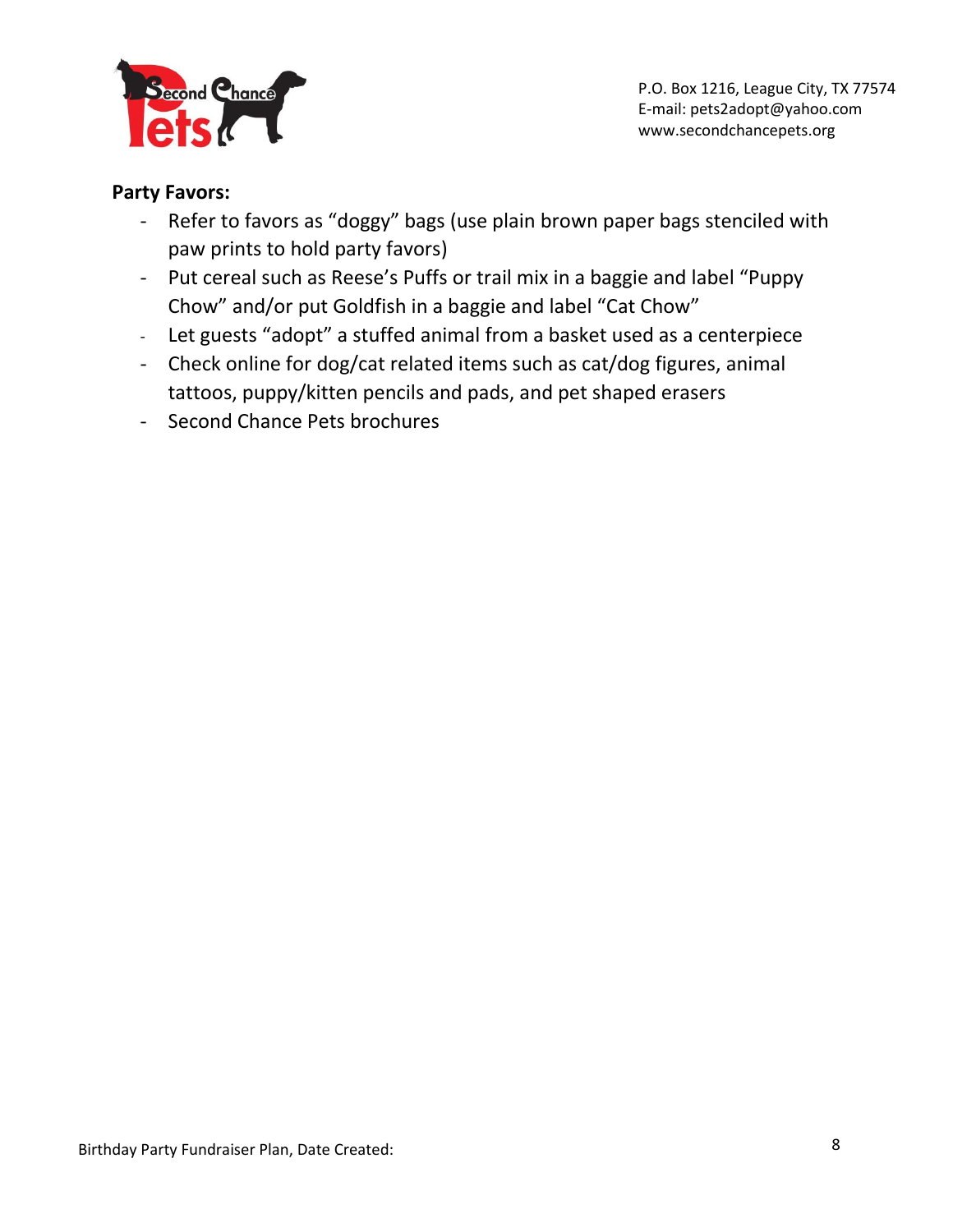**Party Favors:**

- Refer to favors as "doggy" bags (use plain brown paper bags stenciled with paw prints to hold party favors)
- Put cereal such as Reese's Puffs or trail mix in a baggie and label "Puppy Chow" and/or put Goldfish in a baggie and label "Cat Chow"
- Let guests "adopt" a stuffed animal from a basket used as a centerpiece
- Check online for dog/cat related items such as cat/dog figures, animal tattoos, puppy/kitten pencils and pads, and pet shaped erasers
- Second Chance Pets brochures